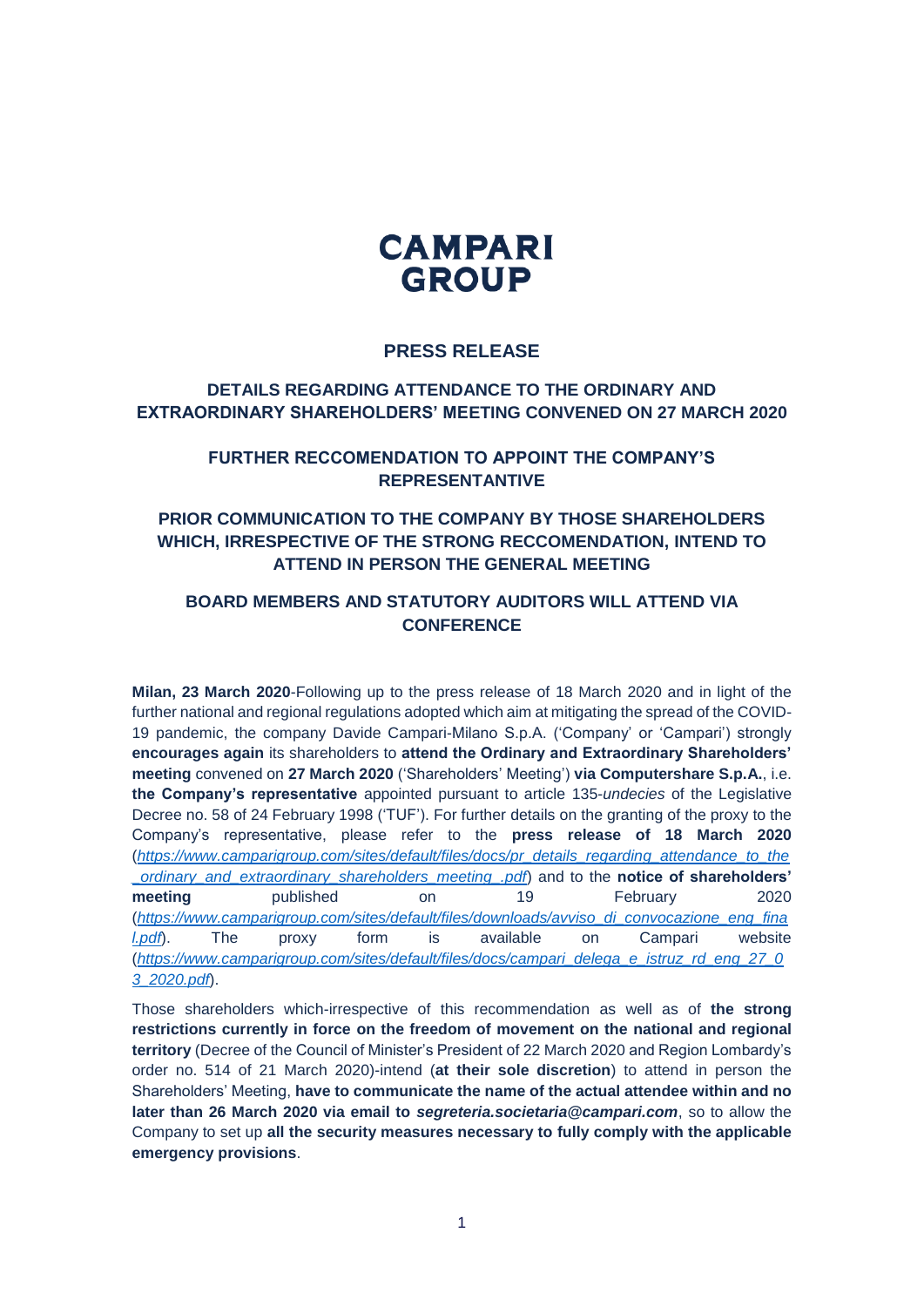**CAMPARI GROUP**

## PRESS RELEASE

### DETAILS REGARDING ATTENDANCE TO THE ORDINARY AND EXTRAORDINARY SHAREHOLDERS' MEETING CONVENED ON 27 MARCH 2020

### FURTHER RECCOMENDATION TO APPOINT THE COMPANY'S REPRESENTANTIVE

### PRIOR COMMUNICATION TO THE COMPANY BY THOSE SHAREHOLDERS WHICH, IRRESPECTIVE OF THE STRONG RECCOMENDATION, INTEND TO ATTEND IN PERSON THE GENERAL MEETING

### BOARD MEMBERS AND STATUTORY AUDITORS WILL ATTEND VIA CONFERENCE

**Milan, 23 March 2020**-Following up to the press release of 18 March 2020 and in light of the further national and regional regulations adopted which aim at mitigating the spread of the COVID-19 pandemic, the company Davide Campari-Milano S.p.A. ('Company' or 'Campari') strongly **encourages again** its shareholders to **attend the Ordinary and Extraordinary Shareholders' meeting** convened on **27 March 2020** ('Shareholders' Meeting') **via Computershare S.p.A.**, i.e. **the Company's representative** appointed pursuant to article 135-*undecies* of the Legislative Decree no. 58 of 24 February 1998 ('TUF'). For further details on the granting of the proxy to the Company's representative, please refer to the **press release of 18 March 2020** (*https://www.camparigroup.com/sites/default/files/docs/pr_details_regarding_attendance_to_the_ordinary_and_extraordinary_shareholders_meeting_.pdf*) and to the **notice of shareholders' meeting** published on 19 February 2020 (*https://www.camparigroup.com/sites/default/files/downloads/avviso_di_convocazione_eng_final.pdf*). The proxy form is available on Campari website (*https://www.camparigroup.com/sites/default/files/docs/campari_delega_e_istruz_rd_eng_27_03_2020.pdf*).

Those shareholders which-irrespective of this recommendation as well as of **the strong restrictions currently in force on the freedom of movement on the national and regional territory** (Decree of the Council of Minister's President of 22 March 2020 and Region Lombardy's order no. 514 of 21 March 2020)-intend (**at their sole discretion**) to attend in person the Shareholders' Meeting, **have to communicate the name of the actual attendee within and no later than 26 March 2020 via email to *segreteria.societaria@campari.com***, so to allow the Company to set up **all the security measures necessary to fully comply with the applicable emergency provisions**.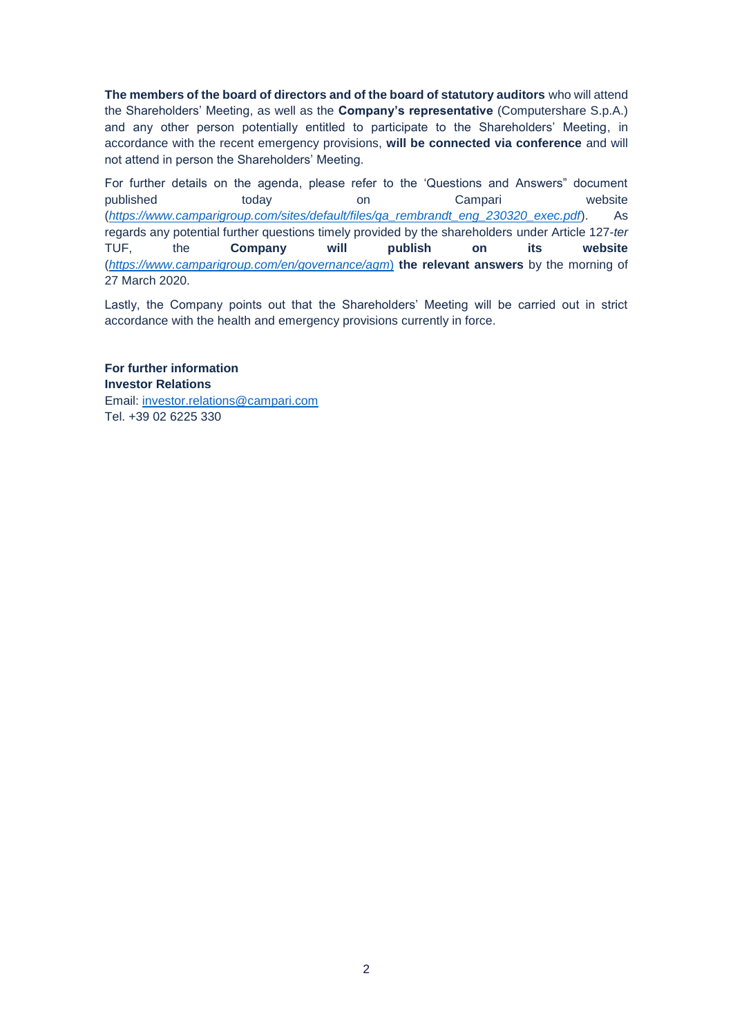**The members of the board of directors and of the board of statutory auditors** who will attend the Shareholders' Meeting, as well as the **Company's representative** (Computershare S.p.A.) and any other person potentially entitled to participate to the Shareholders' Meeting, in accordance with the recent emergency provisions, **will be connected via conference** and will not attend in person the Shareholders' Meeting.

For further details on the agenda, please refer to the 'Questions and Answers" document published today on Campari website (*https://www.camparigroup.com/sites/default/files/qa_rembrandt_eng_230320_exec.pdf*). As regards any potential further questions timely provided by the shareholders under Article 127-*ter* TUF, the **Company will publish on its website** (*https://www.camparigroup.com/en/governance/agm*) **the relevant answers** by the morning of 27 March 2020.

Lastly, the Company points out that the Shareholders' Meeting will be carried out in strict accordance with the health and emergency provisions currently in force.

**For further information**
**Investor Relations**
Email: investor.relations@campari.com
Tel. +39 02 6225 330